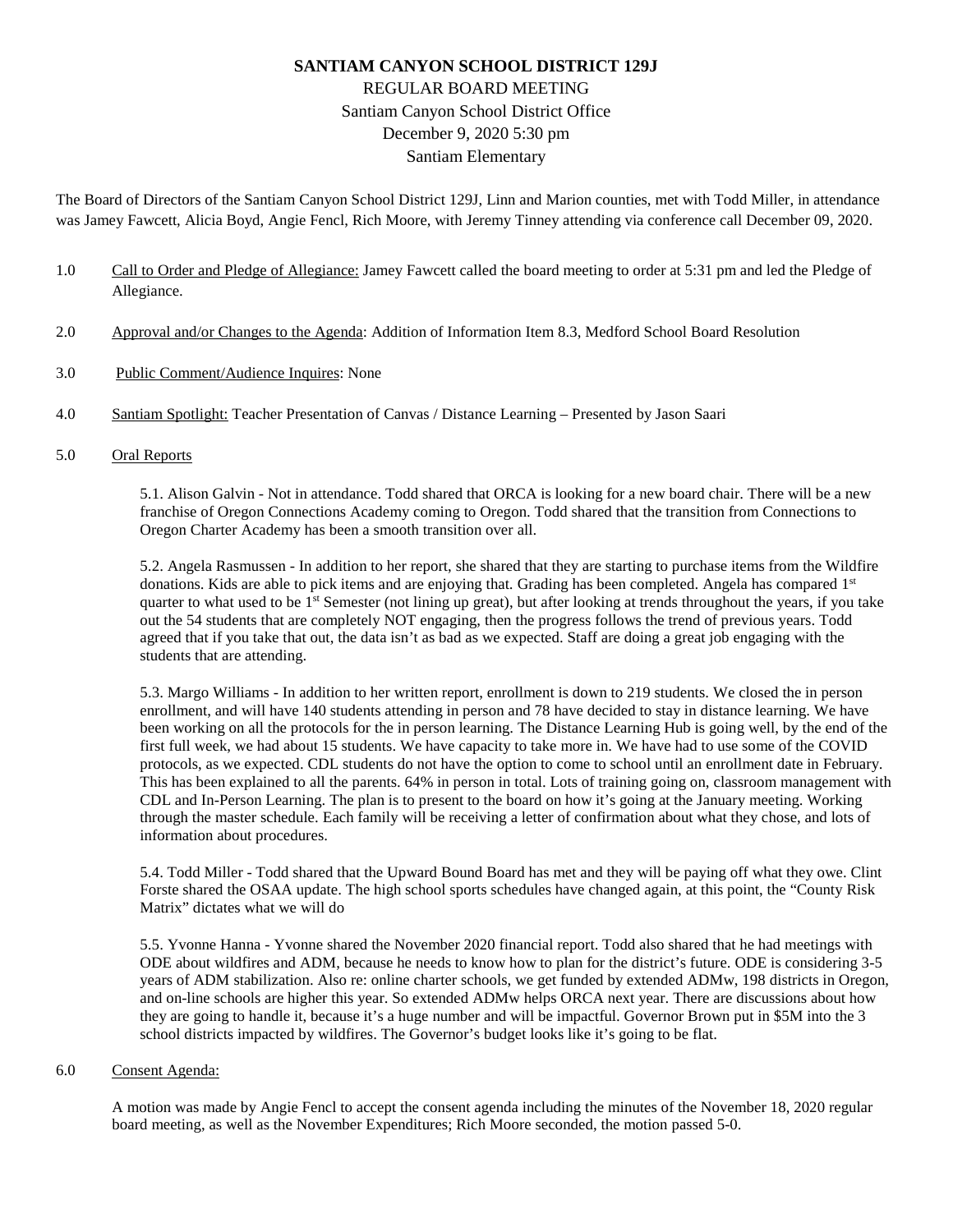# SANTIAM CANYON SCHOOL DISTRICT 129J

REGULAR BOARD MEETING
Santiam Canyon School District Office
December 9, 2020 5:30 pm
Santiam Elementary

The Board of Directors of the Santiam Canyon School District 129J, Linn and Marion counties, met with Todd Miller, in attendance was Jamey Fawcett, Alicia Boyd, Angie Fencl, Rich Moore, with Jeremy Tinney attending via conference call December 09, 2020.

1.0 Call to Order and Pledge of Allegiance: Jamey Fawcett called the board meeting to order at 5:31 pm and led the Pledge of Allegiance.

2.0 Approval and/or Changes to the Agenda: Addition of Information Item 8.3, Medford School Board Resolution

3.0 Public Comment/Audience Inquires: None

4.0 Santiam Spotlight: Teacher Presentation of Canvas / Distance Learning – Presented by Jason Saari

5.0 Oral Reports

5.1. Alison Galvin - Not in attendance. Todd shared that ORCA is looking for a new board chair. There will be a new franchise of Oregon Connections Academy coming to Oregon. Todd shared that the transition from Connections to Oregon Charter Academy has been a smooth transition over all.

5.2. Angela Rasmussen - In addition to her report, she shared that they are starting to purchase items from the Wildfire donations. Kids are able to pick items and are enjoying that. Grading has been completed. Angela has compared 1st quarter to what used to be 1st Semester (not lining up great), but after looking at trends throughout the years, if you take out the 54 students that are completely NOT engaging, then the progress follows the trend of previous years. Todd agreed that if you take that out, the data isn't as bad as we expected. Staff are doing a great job engaging with the students that are attending.

5.3. Margo Williams - In addition to her written report, enrollment is down to 219 students. We closed the in person enrollment, and will have 140 students attending in person and 78 have decided to stay in distance learning. We have been working on all the protocols for the in person learning. The Distance Learning Hub is going well, by the end of the first full week, we had about 15 students. We have capacity to take more in. We have had to use some of the COVID protocols, as we expected. CDL students do not have the option to come to school until an enrollment date in February. This has been explained to all the parents. 64% in person in total. Lots of training going on, classroom management with CDL and In-Person Learning. The plan is to present to the board on how it's going at the January meeting. Working through the master schedule. Each family will be receiving a letter of confirmation about what they chose, and lots of information about procedures.

5.4. Todd Miller - Todd shared that the Upward Bound Board has met and they will be paying off what they owe. Clint Forste shared the OSAA update. The high school sports schedules have changed again, at this point, the "County Risk Matrix" dictates what we will do

5.5. Yvonne Hanna - Yvonne shared the November 2020 financial report. Todd also shared that he had meetings with ODE about wildfires and ADM, because he needs to know how to plan for the district's future. ODE is considering 3-5 years of ADM stabilization. Also re: online charter schools, we get funded by extended ADMw, 198 districts in Oregon, and on-line schools are higher this year. So extended ADMw helps ORCA next year. There are discussions about how they are going to handle it, because it's a huge number and will be impactful. Governor Brown put in $5M into the 3 school districts impacted by wildfires. The Governor's budget looks like it's going to be flat.

6.0 Consent Agenda:

A motion was made by Angie Fencl to accept the consent agenda including the minutes of the November 18, 2020 regular board meeting, as well as the November Expenditures; Rich Moore seconded, the motion passed 5-0.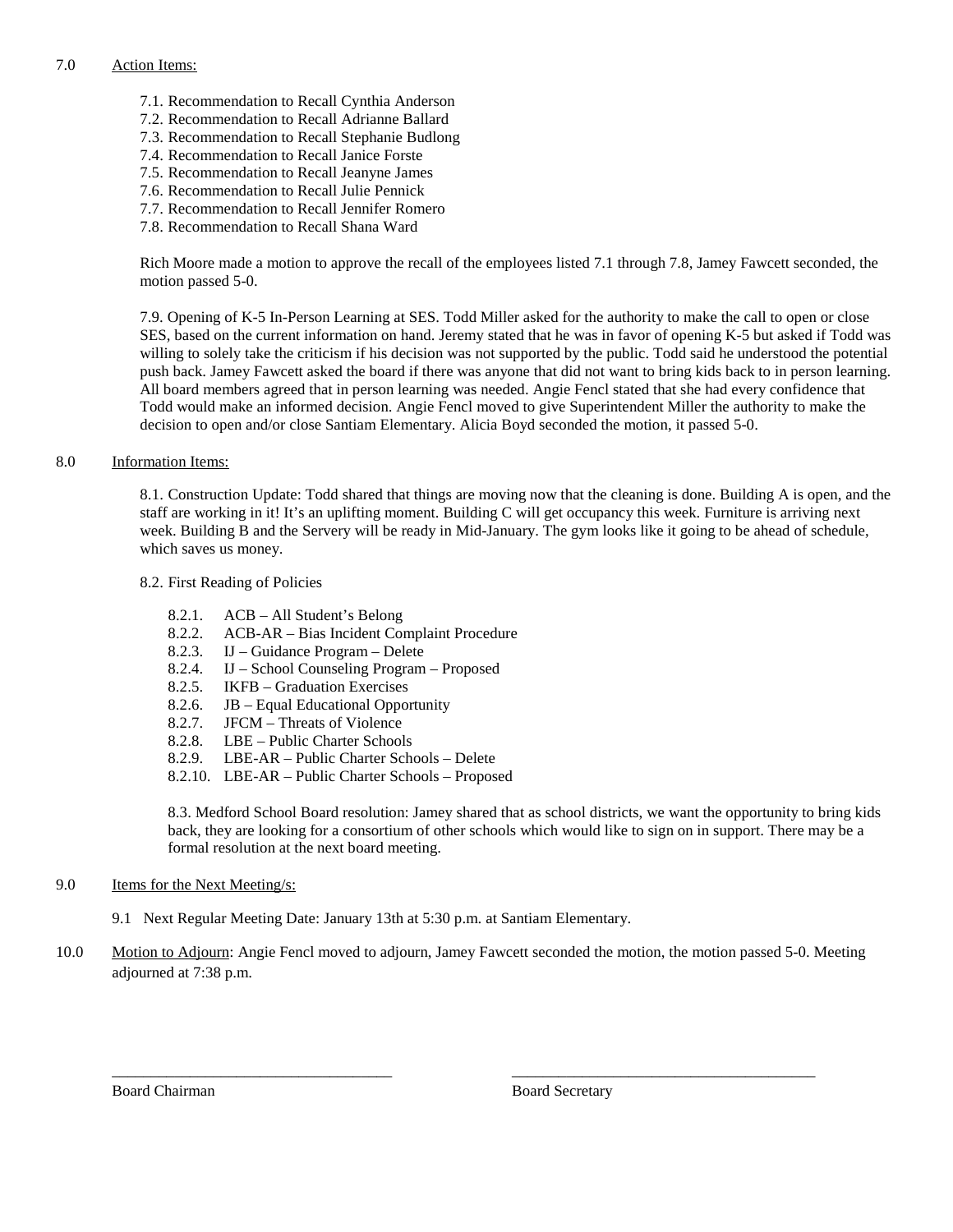7.0 Action Items:

7.1. Recommendation to Recall Cynthia Anderson
7.2. Recommendation to Recall Adrianne Ballard
7.3. Recommendation to Recall Stephanie Budlong
7.4. Recommendation to Recall Janice Forste
7.5. Recommendation to Recall Jeanyne James
7.6. Recommendation to Recall Julie Pennick
7.7. Recommendation to Recall Jennifer Romero
7.8. Recommendation to Recall Shana Ward

Rich Moore made a motion to approve the recall of the employees listed 7.1 through 7.8, Jamey Fawcett seconded, the motion passed 5-0.

7.9. Opening of K-5 In-Person Learning at SES. Todd Miller asked for the authority to make the call to open or close SES, based on the current information on hand. Jeremy stated that he was in favor of opening K-5 but asked if Todd was willing to solely take the criticism if his decision was not supported by the public. Todd said he understood the potential push back. Jamey Fawcett asked the board if there was anyone that did not want to bring kids back to in person learning. All board members agreed that in person learning was needed. Angie Fencl stated that she had every confidence that Todd would make an informed decision. Angie Fencl moved to give Superintendent Miller the authority to make the decision to open and/or close Santiam Elementary. Alicia Boyd seconded the motion, it passed 5-0.

8.0 Information Items:

8.1. Construction Update: Todd shared that things are moving now that the cleaning is done. Building A is open, and the staff are working in it! It's an uplifting moment. Building C will get occupancy this week. Furniture is arriving next week. Building B and the Servery will be ready in Mid-January. The gym looks like it going to be ahead of schedule, which saves us money.

8.2. First Reading of Policies

8.2.1. ACB – All Student's Belong
8.2.2. ACB-AR – Bias Incident Complaint Procedure
8.2.3. IJ – Guidance Program – Delete
8.2.4. IJ – School Counseling Program – Proposed
8.2.5. IKFB – Graduation Exercises
8.2.6. JB – Equal Educational Opportunity
8.2.7. JFCM – Threats of Violence
8.2.8. LBE – Public Charter Schools
8.2.9. LBE-AR – Public Charter Schools – Delete
8.2.10. LBE-AR – Public Charter Schools – Proposed

8.3. Medford School Board resolution: Jamey shared that as school districts, we want the opportunity to bring kids back, they are looking for a consortium of other schools which would like to sign on in support. There may be a formal resolution at the next board meeting.

9.0 Items for the Next Meeting/s:

9.1 Next Regular Meeting Date: January 13th at 5:30 p.m. at Santiam Elementary.

10.0 Motion to Adjourn: Angie Fencl moved to adjourn, Jamey Fawcett seconded the motion, the motion passed 5-0. Meeting adjourned at 7:38 p.m.

\_\_\_\_\_\_\_\_\_\_\_\_\_\_\_\_\_\_\_\_\_\_\_\_\_\_\_\_\_\_\_\_\_\_\_ \_\_\_\_\_\_\_\_\_\_\_\_\_\_\_\_\_\_\_\_\_\_\_\_\_\_\_\_\_\_\_\_\_\_\_

Board Chairman Board Secretary